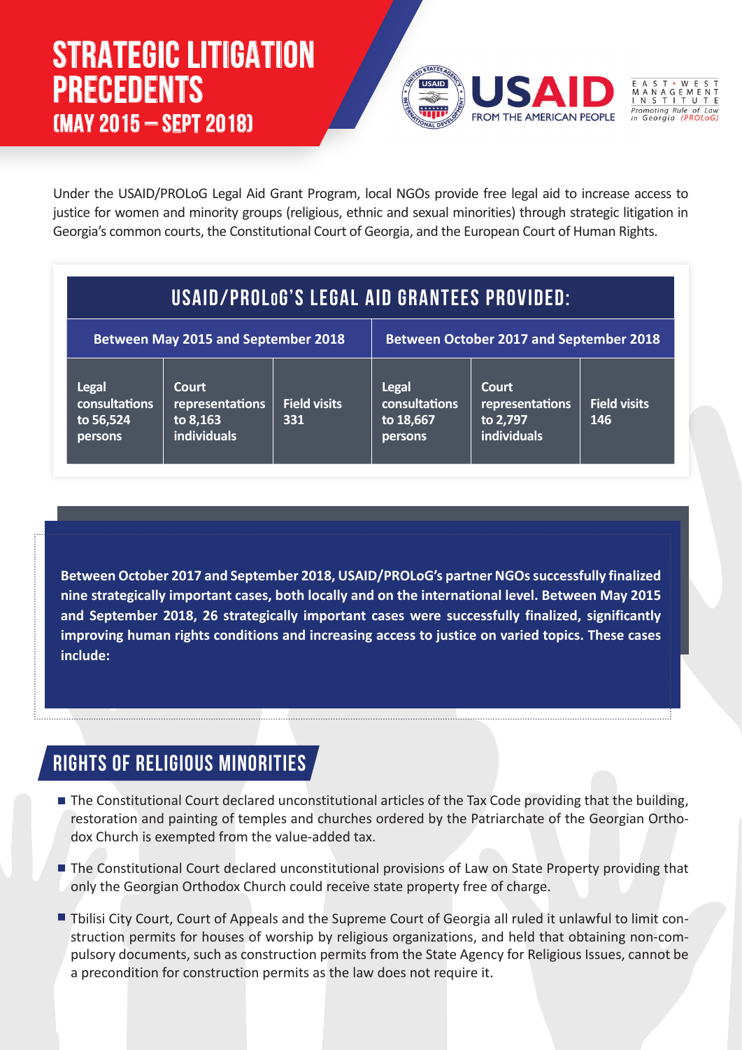# STRATEGIC LITIGATION PRECEDENTS (MAY 2015 – SEPT 2018)

USAID FROM THE AMERICAN PEOPLE

EAST • WEST MANAGEMENT INSTITUTE *Promoting Rule of Law in Georgia (PROLoG)*

Under the USAID/PROLoG Legal Aid Grant Program, local NGOs provide free legal aid to increase access to justice for women and minority groups (religious, ethnic and sexual minorities) through strategic litigation in Georgia's common courts, the Constitutional Court of Georgia, and the European Court of Human Rights.

| USAID/PROLoG'S LEGAL AID GRANTEES PROVIDED: | | | | | |
|---|---|---|---|---|---|
| **Between May 2015 and September 2018** | | | **Between October 2017 and September 2018** | | |
| **Legal consultations to 56,524 persons** | **Court representations to 8,163 individuals** | **Field visits 331** | **Legal consultations to 18,667 persons** | **Court representations to 2,797 individuals** | **Field visits 146** |

**Between October 2017 and September 2018, USAID/PROLoG's partner NGOs successfully finalized nine strategically important cases, both locally and on the international level. Between May 2015 and September 2018, 26 strategically important cases were successfully finalized, significantly improving human rights conditions and increasing access to justice on varied topics. These cases include:**

## RIGHTS OF RELIGIOUS MINORITIES

- The Constitutional Court declared unconstitutional articles of the Tax Code providing that the building, restoration and painting of temples and churches ordered by the Patriarchate of the Georgian Orthodox Church is exempted from the value-added tax.
- The Constitutional Court declared unconstitutional provisions of Law on State Property providing that only the Georgian Orthodox Church could receive state property free of charge.
- Tbilisi City Court, Court of Appeals and the Supreme Court of Georgia all ruled it unlawful to limit construction permits for houses of worship by religious organizations, and held that obtaining non-compulsory documents, such as construction permits from the State Agency for Religious Issues, cannot be a precondition for construction permits as the law does not require it.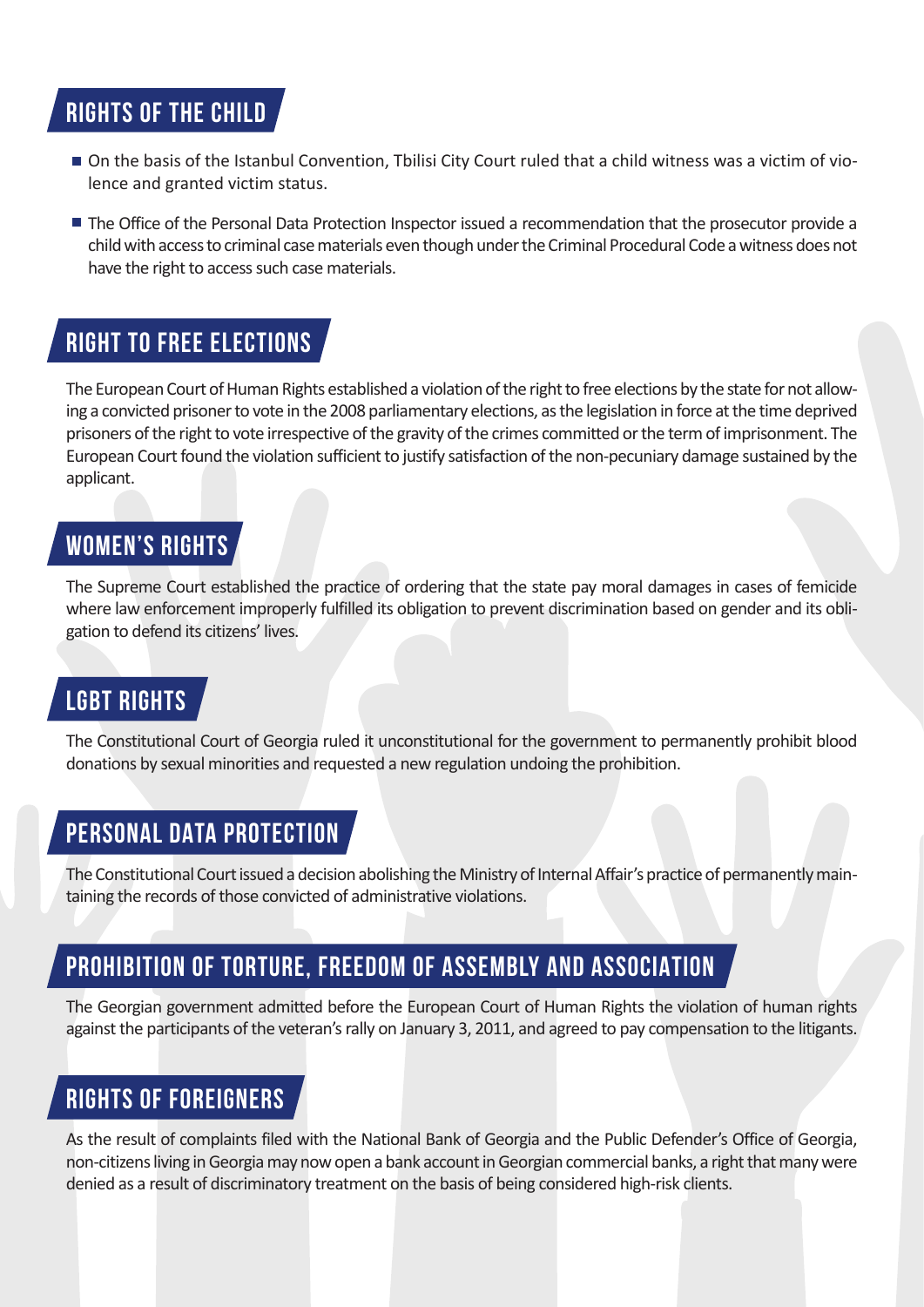## RIGHTS OF THE CHILD

- On the basis of the Istanbul Convention, Tbilisi City Court ruled that a child witness was a victim of violence and granted victim status.
- The Office of the Personal Data Protection Inspector issued a recommendation that the prosecutor provide a child with access to criminal case materials even though under the Criminal Procedural Code a witness does not have the right to access such case materials.

## RIGHT TO FREE ELECTIONS

The European Court of Human Rights established a violation of the right to free elections by the state for not allowing a convicted prisoner to vote in the 2008 parliamentary elections, as the legislation in force at the time deprived prisoners of the right to vote irrespective of the gravity of the crimes committed or the term of imprisonment. The European Court found the violation sufficient to justify satisfaction of the non-pecuniary damage sustained by the applicant.

## WOMEN'S RIGHTS

The Supreme Court established the practice of ordering that the state pay moral damages in cases of femicide where law enforcement improperly fulfilled its obligation to prevent discrimination based on gender and its obligation to defend its citizens' lives.

## LGBT RIGHTS

The Constitutional Court of Georgia ruled it unconstitutional for the government to permanently prohibit blood donations by sexual minorities and requested a new regulation undoing the prohibition.

## PERSONAL DATA PROTECTION

The Constitutional Court issued a decision abolishing the Ministry of Internal Affair's practice of permanently maintaining the records of those convicted of administrative violations.

## PROHIBITION OF TORTURE, FREEDOM OF ASSEMBLY AND ASSOCIATION

The Georgian government admitted before the European Court of Human Rights the violation of human rights against the participants of the veteran's rally on January 3, 2011, and agreed to pay compensation to the litigants.

## RIGHTS OF FOREIGNERS

As the result of complaints filed with the National Bank of Georgia and the Public Defender's Office of Georgia, non-citizens living in Georgia may now open a bank account in Georgian commercial banks, a right that many were denied as a result of discriminatory treatment on the basis of being considered high-risk clients.